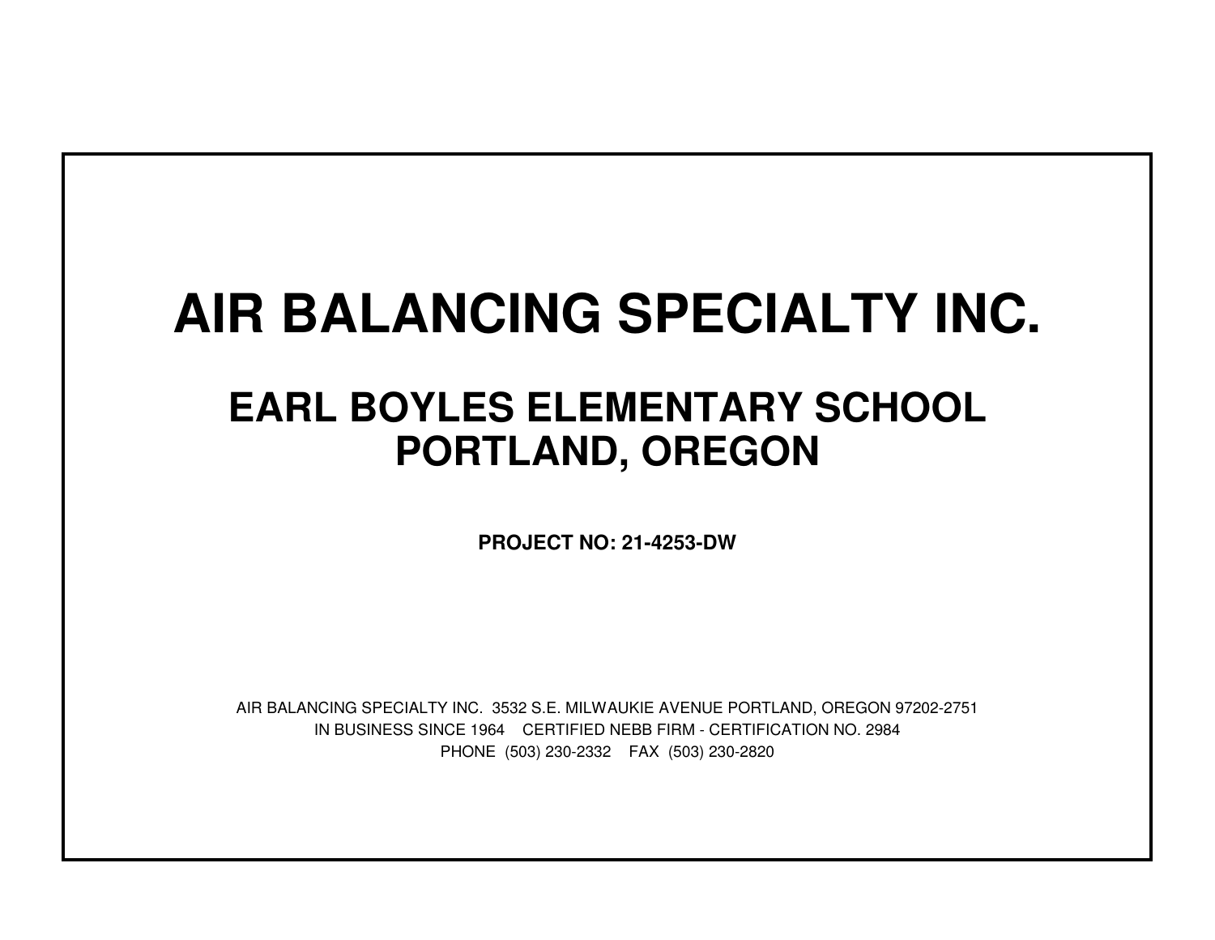# AIR BALANCING SPECIALTY INC.

## EARL BOYLES ELEMENTARY SCHOOL
## PORTLAND, OREGON

**PROJECT NO: 21-4253-DW**

AIR BALANCING SPECIALTY INC. 3532 S.E. MILWAUKIE AVENUE PORTLAND, OREGON 97202-2751

IN BUSINESS SINCE 1964 CERTIFIED NEBB FIRM - CERTIFICATION NO. 2984

PHONE (503) 230-2332 FAX (503) 230-2820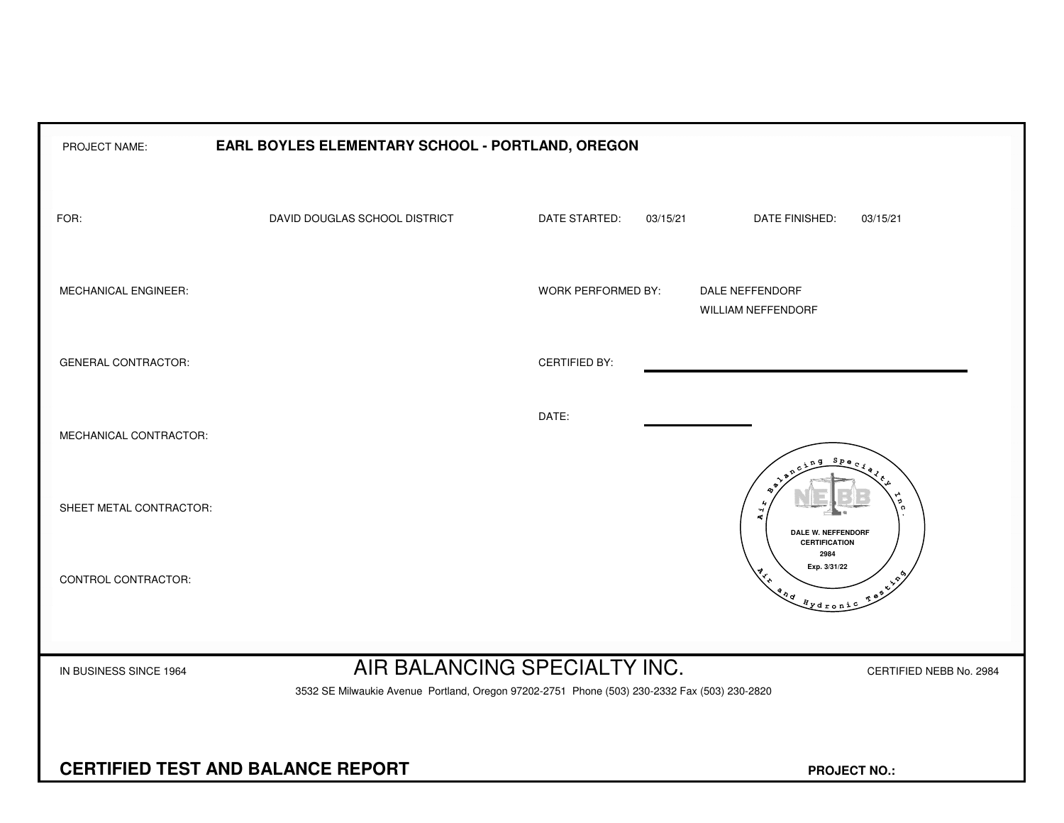| | | | |
|---|---|---|---|
| PROJECT NAME: | **EARL BOYLES ELEMENTARY SCHOOL - PORTLAND, OREGON** | | |
| FOR: | DAVID DOUGLAS SCHOOL DISTRICT | DATE STARTED: 03/15/21 | DATE FINISHED: 03/15/21 |
| MECHANICAL ENGINEER: | | WORK PERFORMED BY: | DALE NEFFENDORF<br>WILLIAM NEFFENDORF |
| GENERAL CONTRACTOR: | | CERTIFIED BY: | |
| MECHANICAL CONTRACTOR: | | DATE: | |
| SHEET METAL CONTRACTOR: | | | |
| CONTROL CONTRACTOR: | | | |

Air Balancing Specialty Inc.
NEBB
DALE W. NEFFENDORF
CERTIFICATION
2984
Exp. 3/31/22
Air and Hydronic Testing

IN BUSINESS SINCE 1964

# AIR BALANCING SPECIALTY INC.

CERTIFIED NEBB No. 2984

3532 SE Milwaukie Avenue Portland, Oregon 97202-2751 Phone (503) 230-2332 Fax (503) 230-2820

**CERTIFIED TEST AND BALANCE REPORT**

**PROJECT NO.:**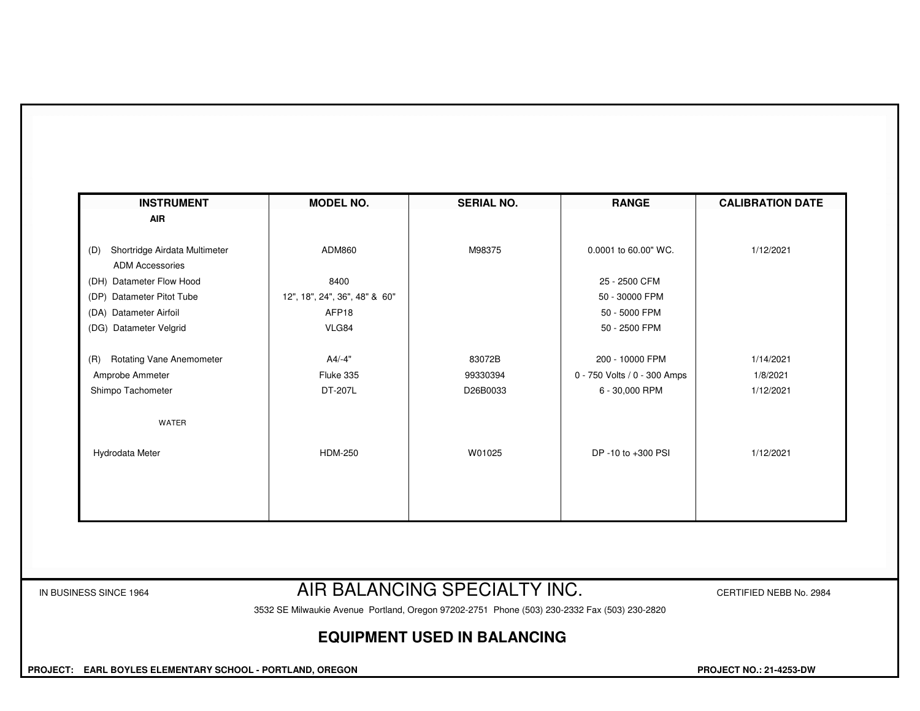| INSTRUMENT | MODEL NO. | SERIAL NO. | RANGE | CALIBRATION DATE |
|---|---|---|---|---|
| **AIR** | | | | |
| (D) Shortridge Airdata Multimeter | ADM860 | M98375 | 0.0001 to 60.00" WC. | 1/12/2021 |
| ADM Accessories | | | | |
| (DH) Datameter Flow Hood | 8400 | | 25 - 2500 CFM | |
| (DP) Datameter Pitot Tube | 12", 18", 24", 36", 48" & 60" | | 50 - 30000 FPM | |
| (DA) Datameter Airfoil | AFP18 | | 50 - 5000 FPM | |
| (DG) Datameter Velgrid | VLG84 | | 50 - 2500 FPM | |
| (R) Rotating Vane Anemometer | A4/-4" | 83072B | 200 - 10000 FPM | 1/14/2021 |
| Amprobe Ammeter | Fluke 335 | 99330394 | 0 - 750 Volts / 0 - 300 Amps | 1/8/2021 |
| Shimpo Tachometer | DT-207L | D26B0033 | 6 - 30,000 RPM | 1/12/2021 |
| WATER | | | | |
| Hydrodata Meter | HDM-250 | W01025 | DP -10 to +300 PSI | 1/12/2021 |

IN BUSINESS SINCE 1964

# AIR BALANCING SPECIALTY INC.

CERTIFIED NEBB No. 2984

3532 SE Milwaukie Avenue Portland, Oregon 97202-2751 Phone (503) 230-2332 Fax (503) 230-2820

## EQUIPMENT USED IN BALANCING

**PROJECT: EARL BOYLES ELEMENTARY SCHOOL - PORTLAND, OREGON**

**PROJECT NO.: 21-4253-DW**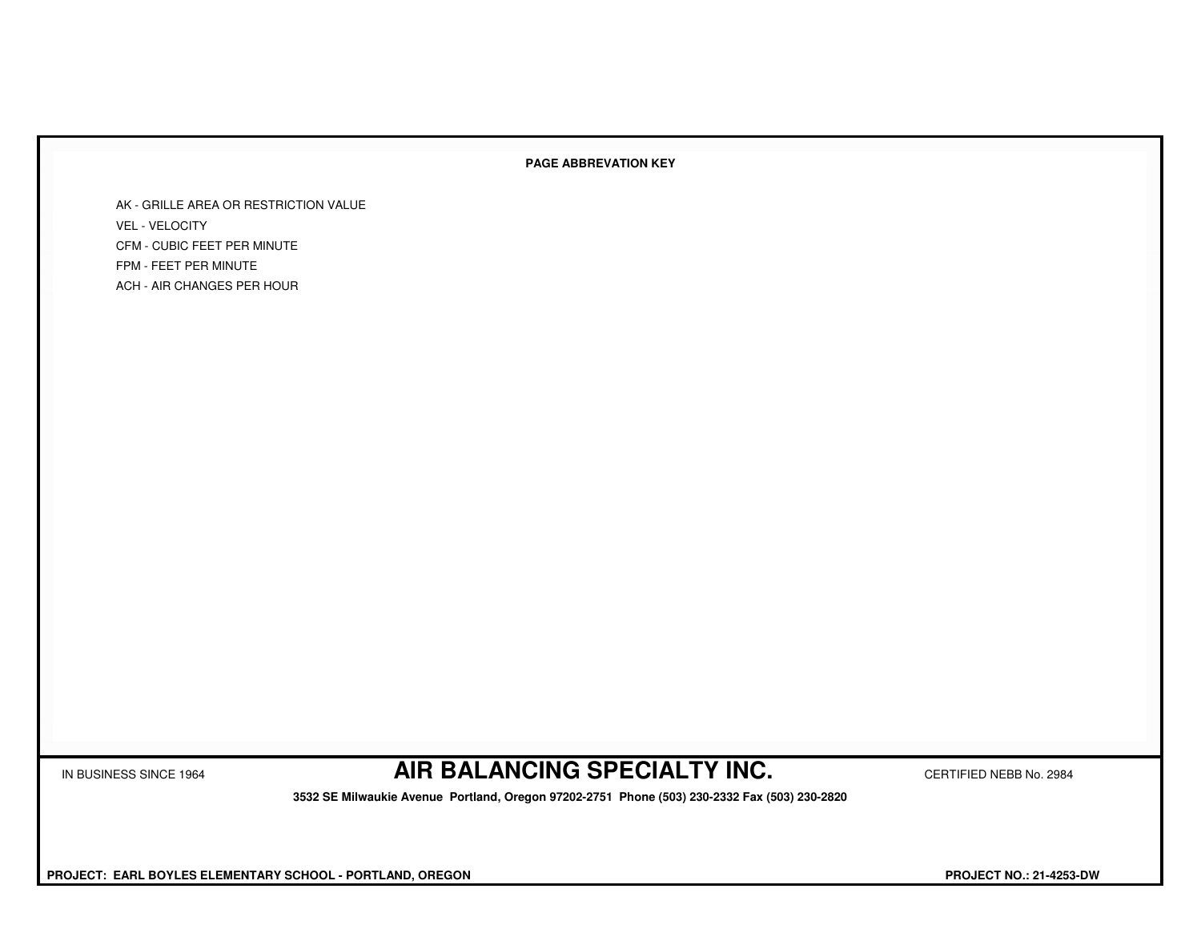**PAGE ABBREVATION KEY**

- AK - GRILLE AREA OR RESTRICTION VALUE
- VEL - VELOCITY
- CFM - CUBIC FEET PER MINUTE
- FPM - FEET PER MINUTE
- ACH - AIR CHANGES PER HOUR

IN BUSINESS SINCE 1964 **AIR BALANCING SPECIALTY INC.** CERTIFIED NEBB No. 2984

**3532 SE Milwaukie Avenue Portland, Oregon 97202-2751 Phone (503) 230-2332 Fax (503) 230-2820**

**PROJECT: EARL BOYLES ELEMENTARY SCHOOL - PORTLAND, OREGON** **PROJECT NO.: 21-4253-DW**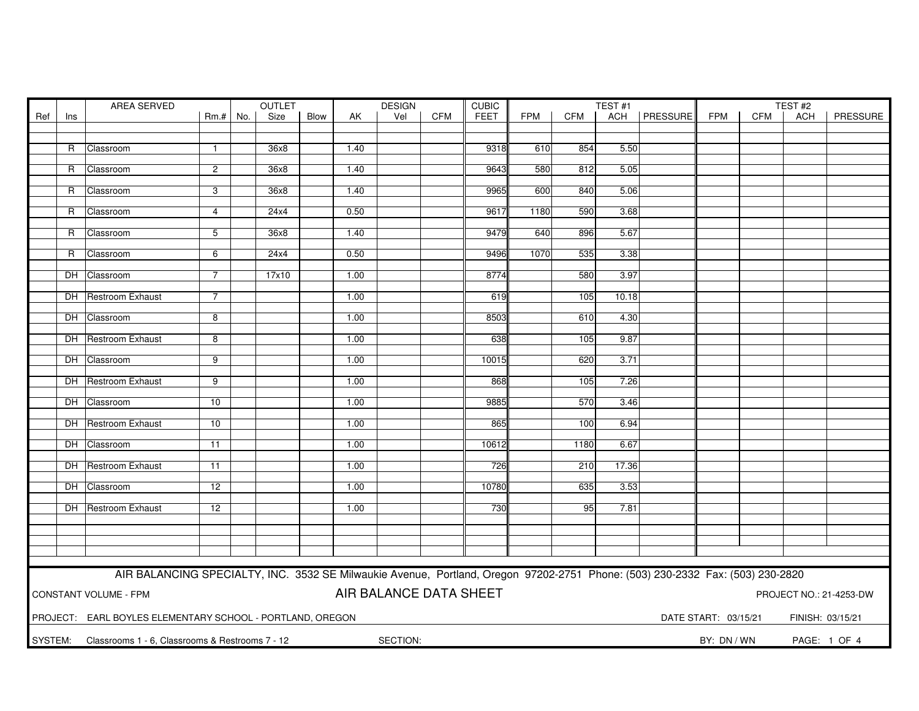| Ref | Ins | AREA SERVED | Rm.# | OUTLET No. | OUTLET Size | OUTLET Blow | AK | DESIGN Vel | DESIGN CFM | CUBIC FEET | TEST #1 FPM | TEST #1 CFM | TEST #1 ACH | TEST #1 PRESSURE | TEST #2 FPM | TEST #2 CFM | TEST #2 ACH | TEST #2 PRESSURE |
|---|---|---|---|---|---|---|---|---|---|---|---|---|---|---|---|---|---|---|
| | R | Classroom | 1 | | 36x8 | | 1.40 | | | 9318 | 610 | 854 | 5.50 | | | | | |
| | R | Classroom | 2 | | 36x8 | | 1.40 | | | 9643 | 580 | 812 | 5.05 | | | | | |
| | R | Classroom | 3 | | 36x8 | | 1.40 | | | 9965 | 600 | 840 | 5.06 | | | | | |
| | R | Classroom | 4 | | 24x4 | | 0.50 | | | 9617 | 1180 | 590 | 3.68 | | | | | |
| | R | Classroom | 5 | | 36x8 | | 1.40 | | | 9479 | 640 | 896 | 5.67 | | | | | |
| | R | Classroom | 6 | | 24x4 | | 0.50 | | | 9496 | 1070 | 535 | 3.38 | | | | | |
| | DH | Classroom | 7 | | 17x10 | | 1.00 | | | 8774 | | 580 | 3.97 | | | | | |
| | DH | Restroom Exhaust | 7 | | | | 1.00 | | | 619 | | 105 | 10.18 | | | | | |
| | DH | Classroom | 8 | | | | 1.00 | | | 8503 | | 610 | 4.30 | | | | | |
| | DH | Restroom Exhaust | 8 | | | | 1.00 | | | 638 | | 105 | 9.87 | | | | | |
| | DH | Classroom | 9 | | | | 1.00 | | | 10015 | | 620 | 3.71 | | | | | |
| | DH | Restroom Exhaust | 9 | | | | 1.00 | | | 868 | | 105 | 7.26 | | | | | |
| | DH | Classroom | 10 | | | | 1.00 | | | 9885 | | 570 | 3.46 | | | | | |
| | DH | Restroom Exhaust | 10 | | | | 1.00 | | | 865 | | 100 | 6.94 | | | | | |
| | DH | Classroom | 11 | | | | 1.00 | | | 10612 | | 1180 | 6.67 | | | | | |
| | DH | Restroom Exhaust | 11 | | | | 1.00 | | | 726 | | 210 | 17.36 | | | | | |
| | DH | Classroom | 12 | | | | 1.00 | | | 10780 | | 635 | 3.53 | | | | | |
| | DH | Restroom Exhaust | 12 | | | | 1.00 | | | 730 | | 95 | 7.81 | | | | | |

AIR BALANCING SPECIALTY, INC. 3532 SE Milwaukie Avenue, Portland, Oregon 97202-2751 Phone: (503) 230-2332 Fax: (503) 230-2820

CONSTANT VOLUME - FPM

## AIR BALANCE DATA SHEET

PROJECT NO.: 21-4253-DW

PROJECT: EARL BOYLES ELEMENTARY SCHOOL - PORTLAND, OREGON

DATE START: 03/15/21 FINISH: 03/15/21

SYSTEM: Classrooms 1 - 6, Classrooms & Restrooms 7 - 12

SECTION:

BY: DN / WN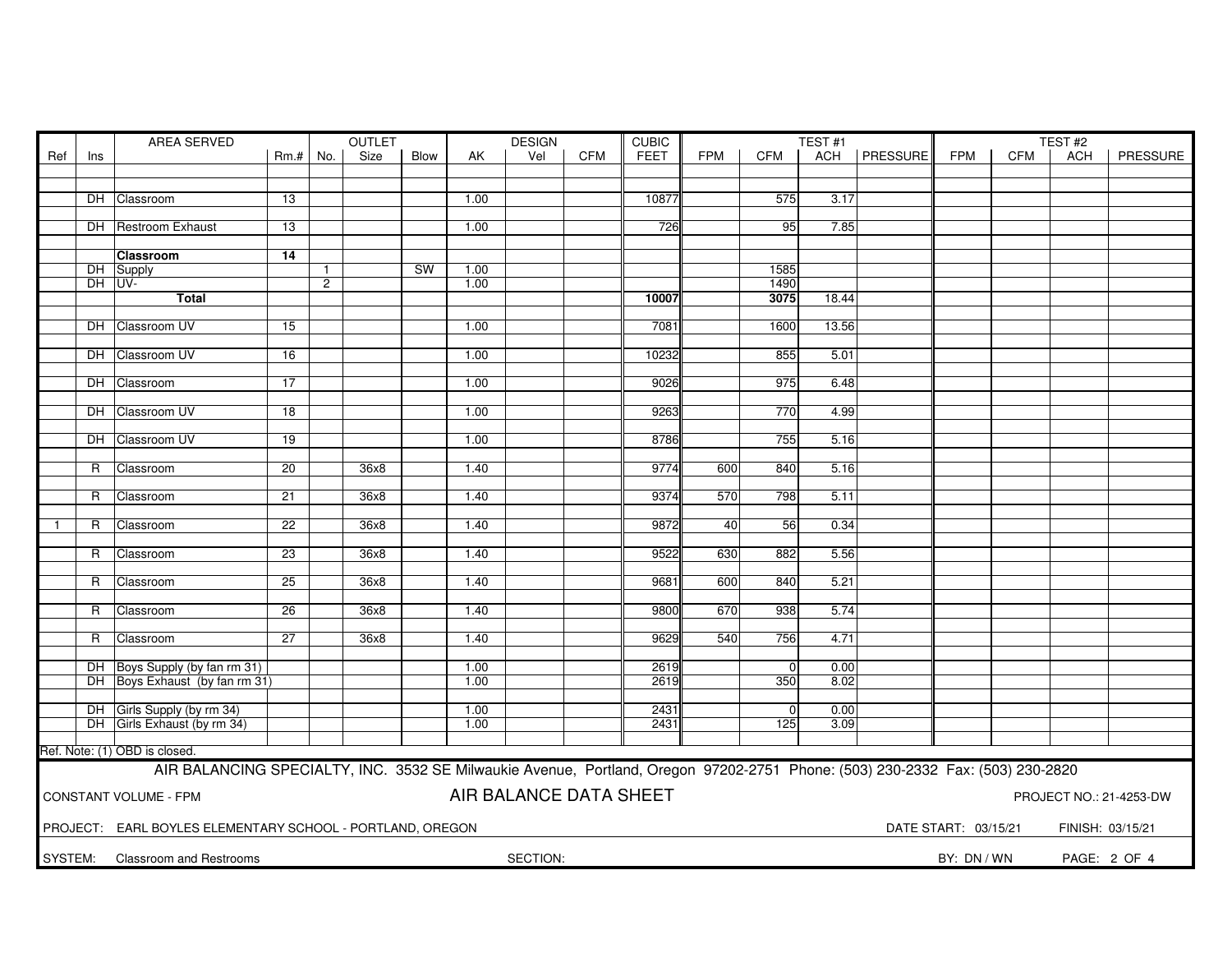| Ref | Ins | AREA SERVED | Rm.# | OUTLET No. | OUTLET Size | OUTLET Blow | AK | DESIGN Vel | DESIGN CFM | CUBIC FEET | TEST #1 FPM | TEST #1 CFM | TEST #1 ACH | TEST #1 PRESSURE | TEST #2 FPM | TEST #2 CFM | TEST #2 ACH | TEST #2 PRESSURE |
|---|---|---|---|---|---|---|---|---|---|---|---|---|---|---|---|---|---|---|
| | DH | Classroom | 13 | | | | 1.00 | | | 10877 | | 575 | 3.17 | | | | | |
| | DH | Restroom Exhaust | 13 | | | | 1.00 | | | 726 | | 95 | 7.85 | | | | | |
| | | **Classroom** | **14** | | | | | | | | | | | | | | | |
| | DH | Supply | | 1 | | SW | 1.00 | | | | | 1585 | | | | | | |
| | DH | UV- | | 2 | | | 1.00 | | | | | 1490 | | | | | | |
| | | **Total** | | | | | | | | **10007** | | **3075** | 18.44 | | | | | |
| | DH | Classroom UV | 15 | | | | 1.00 | | | 7081 | | 1600 | 13.56 | | | | | |
| | DH | Classroom UV | 16 | | | | 1.00 | | | 10232 | | 855 | 5.01 | | | | | |
| | DH | Classroom | 17 | | | | 1.00 | | | 9026 | | 975 | 6.48 | | | | | |
| | DH | Classroom UV | 18 | | | | 1.00 | | | 9263 | | 770 | 4.99 | | | | | |
| | DH | Classroom UV | 19 | | | | 1.00 | | | 8786 | | 755 | 5.16 | | | | | |
| | R | Classroom | 20 | | 36x8 | | 1.40 | | | 9774 | 600 | 840 | 5.16 | | | | | |
| | R | Classroom | 21 | | 36x8 | | 1.40 | | | 9374 | 570 | 798 | 5.11 | | | | | |
| 1 | R | Classroom | 22 | | 36x8 | | 1.40 | | | 9872 | 40 | 56 | 0.34 | | | | | |
| | R | Classroom | 23 | | 36x8 | | 1.40 | | | 9522 | 630 | 882 | 5.56 | | | | | |
| | R | Classroom | 25 | | 36x8 | | 1.40 | | | 9681 | 600 | 840 | 5.21 | | | | | |
| | R | Classroom | 26 | | 36x8 | | 1.40 | | | 9800 | 670 | 938 | 5.74 | | | | | |
| | R | Classroom | 27 | | 36x8 | | 1.40 | | | 9629 | 540 | 756 | 4.71 | | | | | |
| | DH | Boys Supply (by fan rm 31) | | | | | 1.00 | | | 2619 | | 0 | 0.00 | | | | | |
| | DH | Boys Exhaust (by fan rm 31) | | | | | 1.00 | | | 2619 | | 350 | 8.02 | | | | | |
| | DH | Girls Supply (by rm 34) | | | | | 1.00 | | | 2431 | | 0 | 0.00 | | | | | |
| | DH | Girls Exhaust (by rm 34) | | | | | 1.00 | | | 2431 | | 125 | 3.09 | | | | | |

Ref. Note: (1) OBD is closed.

AIR BALANCING SPECIALTY, INC. 3532 SE Milwaukie Avenue, Portland, Oregon 97202-2751 Phone: (503) 230-2332 Fax: (503) 230-2820

CONSTANT VOLUME - FPM

## AIR BALANCE DATA SHEET

PROJECT NO.: 21-4253-DW

PROJECT: EARL BOYLES ELEMENTARY SCHOOL - PORTLAND, OREGON

DATE START: 03/15/21 FINISH: 03/15/21

SYSTEM: Classroom and Restrooms

SECTION:

BY: DN / WN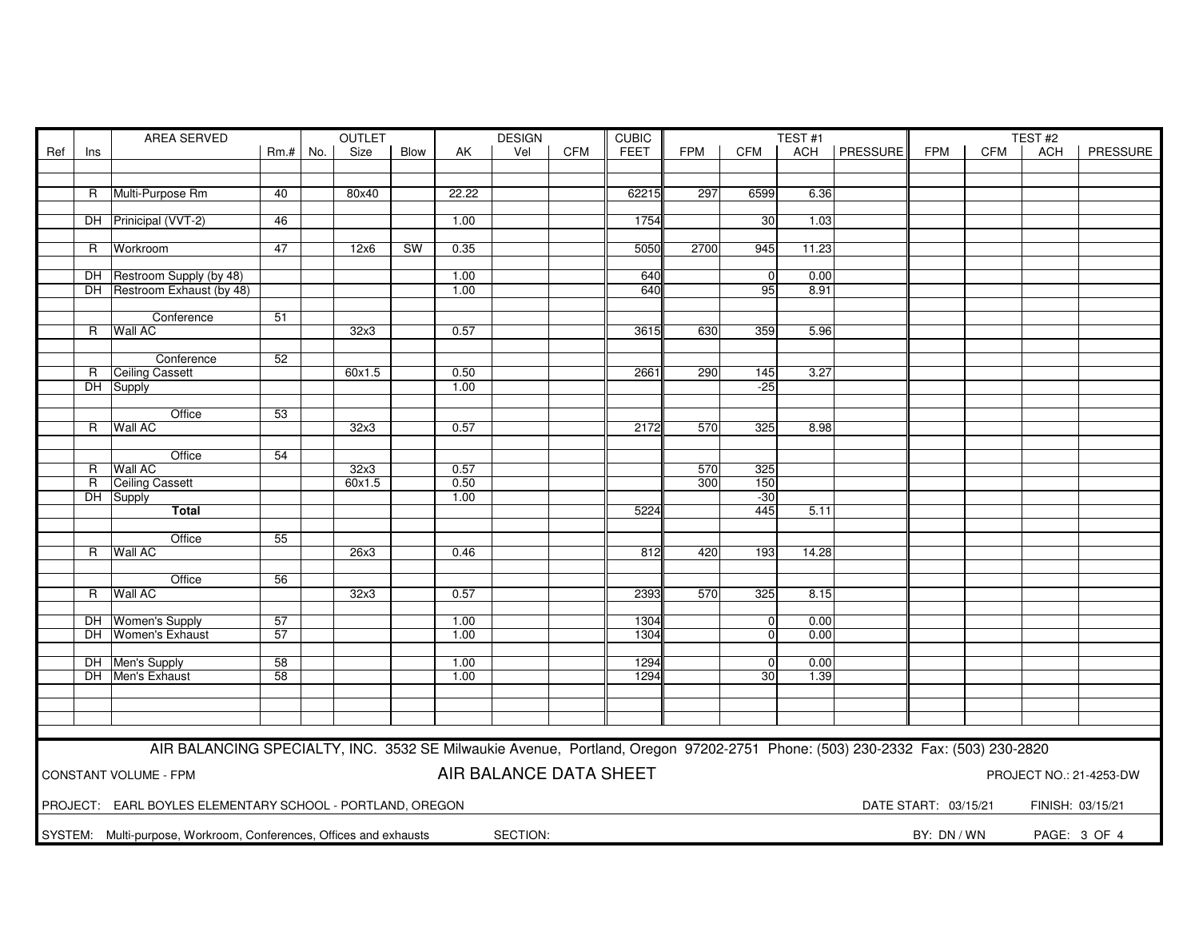| Ref | Ins | AREA SERVED | Rm.# | No. | OUTLET Size | Blow | AK | DESIGN Vel | CFM | CUBIC FEET | TEST #1 FPM | CFM | ACH | PRESSURE | TEST #2 FPM | CFM | ACH | PRESSURE |
|---|---|---|---|---|---|---|---|---|---|---|---|---|---|---|---|---|---|---|
| | R | Multi-Purpose Rm | 40 | | 80x40 | | 22.22 | | | 62215 | 297 | 6599 | 6.36 | | | | | |
| | DH | Prinicipal (VVT-2) | 46 | | | | 1.00 | | | 1754 | | 30 | 1.03 | | | | | |
| | R | Workroom | 47 | | 12x6 | SW | 0.35 | | | 5050 | 2700 | 945 | 11.23 | | | | | |
| | DH | Restroom Supply (by 48) | | | | | 1.00 | | | 640 | | 0 | 0.00 | | | | | |
| | DH | Restroom Exhaust (by 48) | | | | | 1.00 | | | 640 | | 95 | 8.91 | | | | | |
| | | Conference | 51 | | | | | | | | | | | | | | | |
| | R | Wall AC | | | 32x3 | | 0.57 | | | 3615 | 630 | 359 | 5.96 | | | | | |
| | | Conference | 52 | | | | | | | | | | | | | | | |
| | R | Ceiling Cassett | | | 60x1.5 | | 0.50 | | | 2661 | 290 | 145 | 3.27 | | | | | |
| | DH | Supply | | | | | 1.00 | | | | | -25 | | | | | | |
| | | Office | 53 | | | | | | | | | | | | | | | |
| | R | Wall AC | | | 32x3 | | 0.57 | | | 2172 | 570 | 325 | 8.98 | | | | | |
| | | Office | 54 | | | | | | | | | | | | | | | |
| | R | Wall AC | | | 32x3 | | 0.57 | | | | 570 | 325 | | | | | | |
| | R | Ceiling Cassett | | | 60x1.5 | | 0.50 | | | | 300 | 150 | | | | | | |
| | DH | Supply | | | | | 1.00 | | | | | -30 | | | | | | |
| | | **Total** | | | | | | | | 5224 | | 445 | 5.11 | | | | | |
| | | Office | 55 | | | | | | | | | | | | | | | |
| | R | Wall AC | | | 26x3 | | 0.46 | | | 812 | 420 | 193 | 14.28 | | | | | |
| | | Office | 56 | | | | | | | | | | | | | | | |
| | R | Wall AC | | | 32x3 | | 0.57 | | | 2393 | 570 | 325 | 8.15 | | | | | |
| | DH | Women's Supply | 57 | | | | 1.00 | | | 1304 | | 0 | 0.00 | | | | | |
| | DH | Women's Exhaust | 57 | | | | 1.00 | | | 1304 | | 0 | 0.00 | | | | | |
| | DH | Men's Supply | 58 | | | | 1.00 | | | 1294 | | 0 | 0.00 | | | | | |
| | DH | Men's Exhaust | 58 | | | | 1.00 | | | 1294 | | 30 | 1.39 | | | | | |

AIR BALANCING SPECIALTY, INC. 3532 SE Milwaukie Avenue, Portland, Oregon 97202-2751 Phone: (503) 230-2332 Fax: (503) 230-2820

CONSTANT VOLUME - FPM

## AIR BALANCE DATA SHEET

PROJECT NO.: 21-4253-DW

PROJECT: EARL BOYLES ELEMENTARY SCHOOL - PORTLAND, OREGON

DATE START: 03/15/21 FINISH: 03/15/21

SYSTEM: Multi-purpose, Workroom, Conferences, Offices and exhausts SECTION:

BY: DN / WN PAGE: 3 OF 4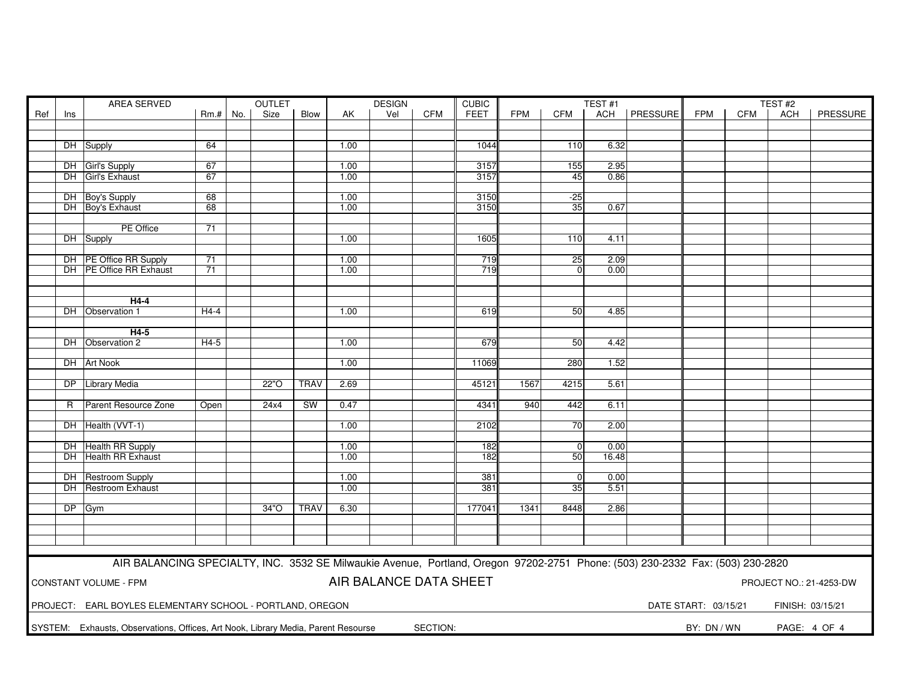| Ref | Ins | AREA SERVED | Rm.# | OUTLET No. | OUTLET Size | OUTLET Blow | AK | DESIGN Vel | DESIGN CFM | CUBIC FEET | TEST #1 FPM | TEST #1 CFM | TEST #1 ACH | TEST #1 PRESSURE | TEST #2 FPM | TEST #2 CFM | TEST #2 ACH | TEST #2 PRESSURE |
|---|---|---|---|---|---|---|---|---|---|---|---|---|---|---|---|---|---|---|
| | DH | Supply | 64 | | | | 1.00 | | | 1044 | | 110 | 6.32 | | | | | |
| | DH | Girl's Supply | 67 | | | | 1.00 | | | 3157 | | 155 | 2.95 | | | | | |
| | DH | Girl's Exhaust | 67 | | | | 1.00 | | | 3157 | | 45 | 0.86 | | | | | |
| | DH | Boy's Supply | 68 | | | | 1.00 | | | 3150 | | -25 | | | | | | |
| | DH | Boy's Exhaust | 68 | | | | 1.00 | | | 3150 | | 35 | 0.67 | | | | | |
| | | PE Office | 71 | | | | | | | | | | | | | | | |
| | DH | Supply | | | | | 1.00 | | | 1605 | | 110 | 4.11 | | | | | |
| | DH | PE Office RR Supply | 71 | | | | 1.00 | | | 719 | | 25 | 2.09 | | | | | |
| | DH | PE Office RR Exhaust | 71 | | | | 1.00 | | | 719 | | 0 | 0.00 | | | | | |
| | | **H4-4** | | | | | | | | | | | | | | | | |
| | DH | Observation 1 | H4-4 | | | | 1.00 | | | 619 | | 50 | 4.85 | | | | | |
| | | **H4-5** | | | | | | | | | | | | | | | | |
| | DH | Observation 2 | H4-5 | | | | 1.00 | | | 679 | | 50 | 4.42 | | | | | |
| | DH | Art Nook | | | | | 1.00 | | | 11069 | | 280 | 1.52 | | | | | |
| | DP | Library Media | | | 22"O | TRAV | 2.69 | | | 45121 | 1567 | 4215 | 5.61 | | | | | |
| | R | Parent Resource Zone | Open | | 24x4 | SW | 0.47 | | | 4341 | 940 | 442 | 6.11 | | | | | |
| | DH | Health (VVT-1) | | | | | 1.00 | | | 2102 | | 70 | 2.00 | | | | | |
| | DH | Health RR Supply | | | | | 1.00 | | | 182 | | 0 | 0.00 | | | | | |
| | DH | Health RR Exhaust | | | | | 1.00 | | | 182 | | 50 | 16.48 | | | | | |
| | DH | Restroom Supply | | | | | 1.00 | | | 381 | | 0 | 0.00 | | | | | |
| | DH | Restroom Exhaust | | | | | 1.00 | | | 381 | | 35 | 5.51 | | | | | |
| | DP | Gym | | | 34"O | TRAV | 6.30 | | | 177041 | 1341 | 8448 | 2.86 | | | | | |

AIR BALANCING SPECIALTY, INC. 3532 SE Milwaukie Avenue, Portland, Oregon 97202-2751 Phone: (503) 230-2332 Fax: (503) 230-2820

CONSTANT VOLUME - FPM

AIR BALANCE DATA SHEET

PROJECT NO.: 21-4253-DW

PROJECT: EARL BOYLES ELEMENTARY SCHOOL - PORTLAND, OREGON

DATE START: 03/15/21 FINISH: 03/15/21

SYSTEM: Exhausts, Observations, Offices, Art Nook, Library Media, Parent Resourse

SECTION:

BY: DN / WN